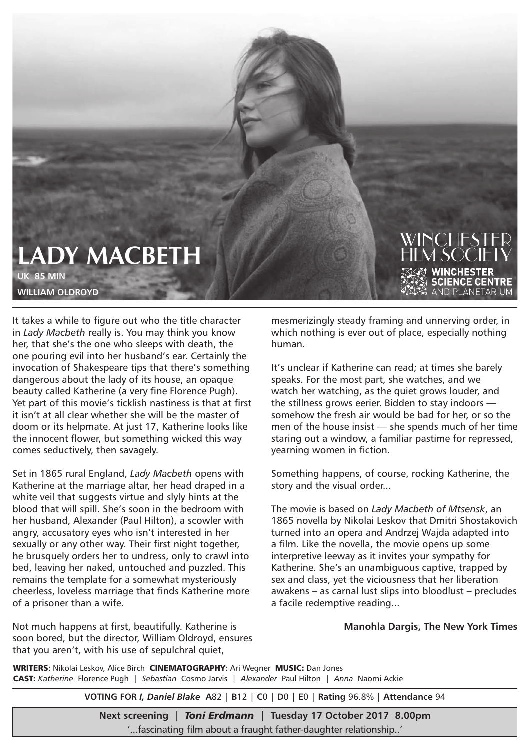# LADY MACBETH

**UK 85 MIN**

**WILLIAM OLDROYD**

WINCHESTER FILM SOCIETY

**WINCHESTER SCIENCE CENTRE** AND PLANETARIUM

It takes a while to figure out who the title character in *Lady Macbeth* really is. You may think you know her, that she's the one who sleeps with death, the one pouring evil into her husband's ear. Certainly the invocation of Shakespeare tips that there's something dangerous about the lady of its house, an opaque beauty called Katherine (a very fine Florence Pugh). Yet part of this movie's ticklish nastiness is that at first it isn't at all clear whether she will be the master of doom or its helpmate. At just 17, Katherine looks like the innocent flower, but something wicked this way comes seductively, then savagely.

Set in 1865 rural England, *Lady Macbeth* opens with Katherine at the marriage altar, her head draped in a white veil that suggests virtue and slyly hints at the blood that will spill. She's soon in the bedroom with her husband, Alexander (Paul Hilton), a scowler with angry, accusatory eyes who isn't interested in her sexually or any other way. Their first night together, he brusquely orders her to undress, only to crawl into bed, leaving her naked, untouched and puzzled. This remains the template for a somewhat mysteriously cheerless, loveless marriage that finds Katherine more of a prisoner than a wife.

Not much happens at first, beautifully. Katherine is soon bored, but the director, William Oldroyd, ensures that you aren't, with his use of sepulchral quiet, mesmerizingly steady framing and unnerving order, in which nothing is ever out of place, especially nothing human.

It's unclear if Katherine can read; at times she barely speaks. For the most part, she watches, and we watch her watching, as the quiet grows louder, and the stillness grows eerier. Bidden to stay indoors — somehow the fresh air would be bad for her, or so the men of the house insist — she spends much of her time staring out a window, a familiar pastime for repressed, yearning women in fiction.

Something happens, of course, rocking Katherine, the story and the visual order...

The movie is based on *Lady Macbeth of Mtsensk*, an 1865 novella by Nikolai Leskov that Dmitri Shostakovich turned into an opera and Andrzej Wajda adapted into a film. Like the novella, the movie opens up some interpretive leeway as it invites your sympathy for Katherine. She's an unambiguous captive, trapped by sex and class, yet the viciousness that her liberation awakens – as carnal lust slips into bloodlust – precludes a facile redemptive reading...

**Manohla Dargis, The New York Times**

**WRITERS:** Nikolai Leskov, Alice Birch **CINEMATOGRAPHY:** Ari Wegner **MUSIC:** Dan Jones
**CAST:** *Katherine* Florence Pugh | *Sebastian* Cosmo Jarvis | *Alexander* Paul Hilton | *Anna* Naomi Ackie

**VOTING FOR *I, Daniel Blake*** **A**82 | **B**12 | **C**0 | **D**0 | **E**0 | **Rating** 96.8% | **Attendance** 94

**Next screening** | ***Toni Erdmann*** | **Tuesday 17 October 2017 8.00pm**
'...fascinating film about a fraught father-daughter relationship..'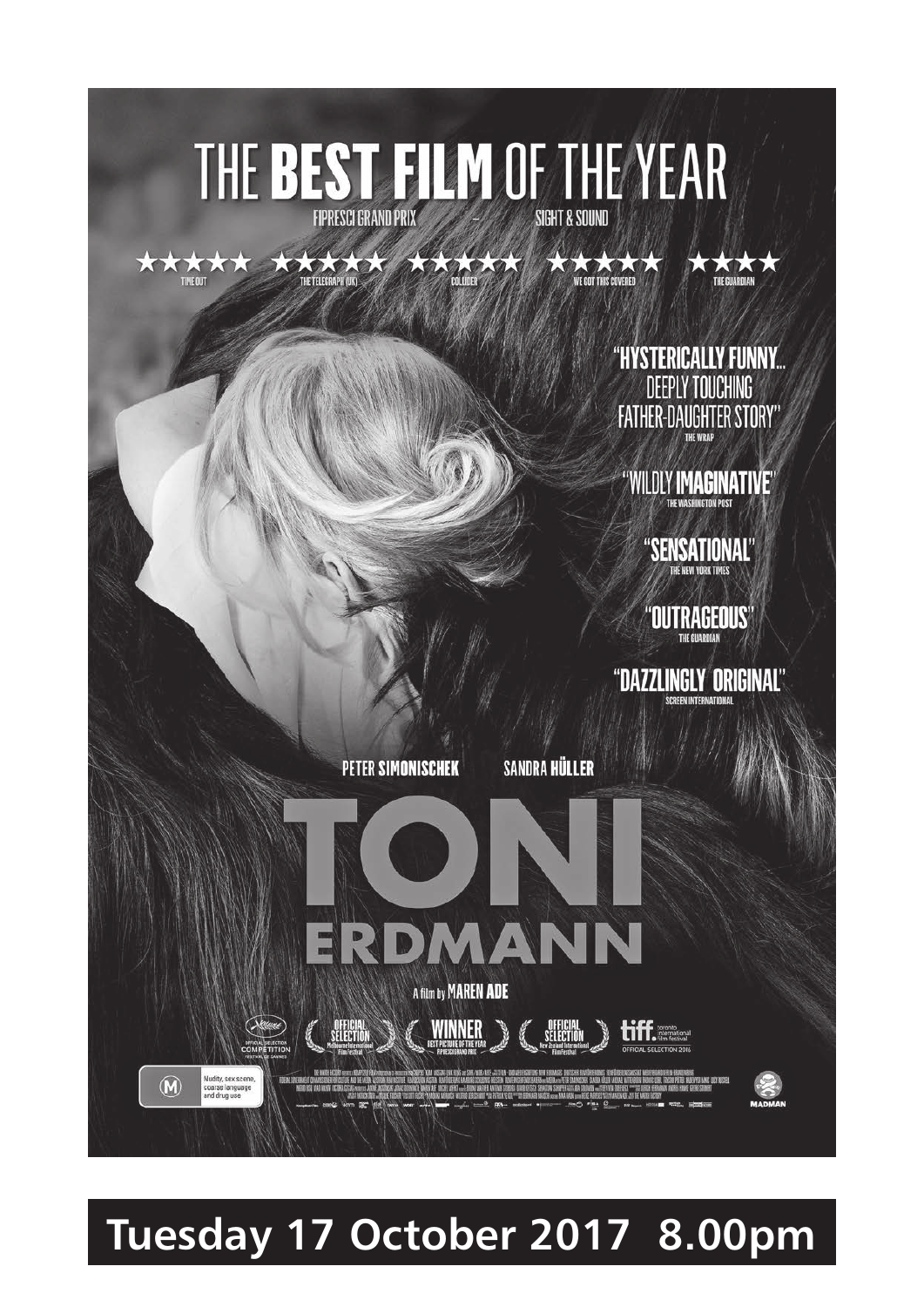# THE BEST FILM OF THE YEAR

FIPRESCI GRAND PRIX – SIGHT & SOUND

★★★★★ TIME OUT ★★★★★ THE TELEGRAPH (UK) ★★★★★ COLLIDER ★★★★★ WE GOT THIS COVERED ★★★★ THE GUARDIAN

"HYSTERICALLY FUNNY... DEEPLY TOUCHING FATHER-DAUGHTER STORY" THE WRAP

"WILDLY IMAGINATIVE" THE WASHINGTON POST

"SENSATIONAL" THE NEW YORK TIMES

"OUTRAGEOUS" THE GUARDIAN

"DAZZLINGLY ORIGINAL" SCREEN INTERNATIONAL

PETER SIMONISCHEK SANDRA HÜLLER

# TONI ERDMANN

A film by MAREN ADE

OFFICIAL SELECTION COMPETITION FESTIVAL DE CANNES

OFFICIAL SELECTION Melbourne International Film Festival

WINNER BEST PICTURE OF THE YEAR FIPRESCI GRAND PRIX

OFFICIAL SELECTION New Zealand International Film Festival

tiff. toronto international film festival OFFICIAL SELECTION 2016

M Nudity, sex scene, coarse language and drug use

MADMAN

**Tuesday 17 October 2017 8.00pm**